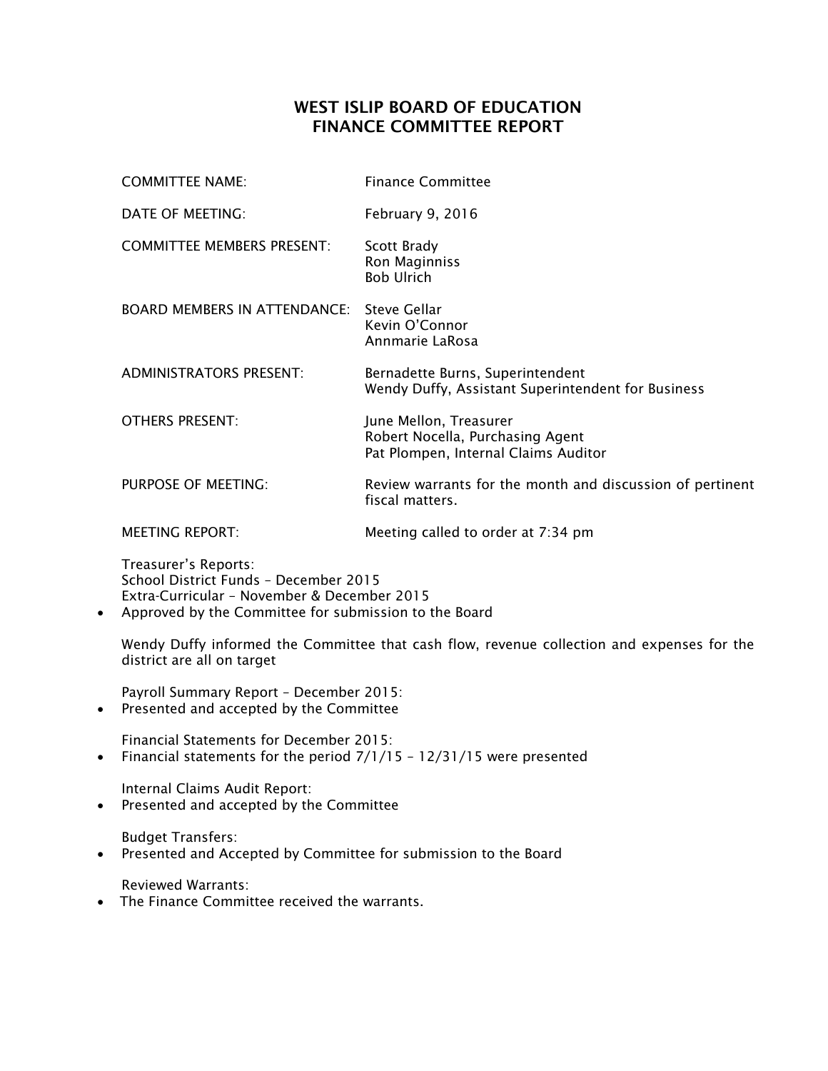# WEST ISLIP BOARD OF EDUCATION
# FINANCE COMMITTEE REPORT

| | |
|---|---|
| COMMITTEE NAME: | Finance Committee |
| DATE OF MEETING: | February 9, 2016 |
| COMMITTEE MEMBERS PRESENT: | Scott Brady<br>Ron Maginniss<br>Bob Ulrich |
| BOARD MEMBERS IN ATTENDANCE: | Steve Gellar<br>Kevin O'Connor<br>Annmarie LaRosa |
| ADMINISTRATORS PRESENT: | Bernadette Burns, Superintendent<br>Wendy Duffy, Assistant Superintendent for Business |
| OTHERS PRESENT: | June Mellon, Treasurer<br>Robert Nocella, Purchasing Agent<br>Pat Plompen, Internal Claims Auditor |
| PURPOSE OF MEETING: | Review warrants for the month and discussion of pertinent fiscal matters. |
| MEETING REPORT: | Meeting called to order at 7:34 pm |

Treasurer's Reports:
School District Funds – December 2015
Extra-Curricular – November & December 2015

- Approved by the Committee for submission to the Board

Wendy Duffy informed the Committee that cash flow, revenue collection and expenses for the district are all on target

Payroll Summary Report – December 2015:

- Presented and accepted by the Committee

Financial Statements for December 2015:

- Financial statements for the period 7/1/15 – 12/31/15 were presented

Internal Claims Audit Report:

- Presented and accepted by the Committee

Budget Transfers:

- Presented and Accepted by Committee for submission to the Board

Reviewed Warrants:

- The Finance Committee received the warrants.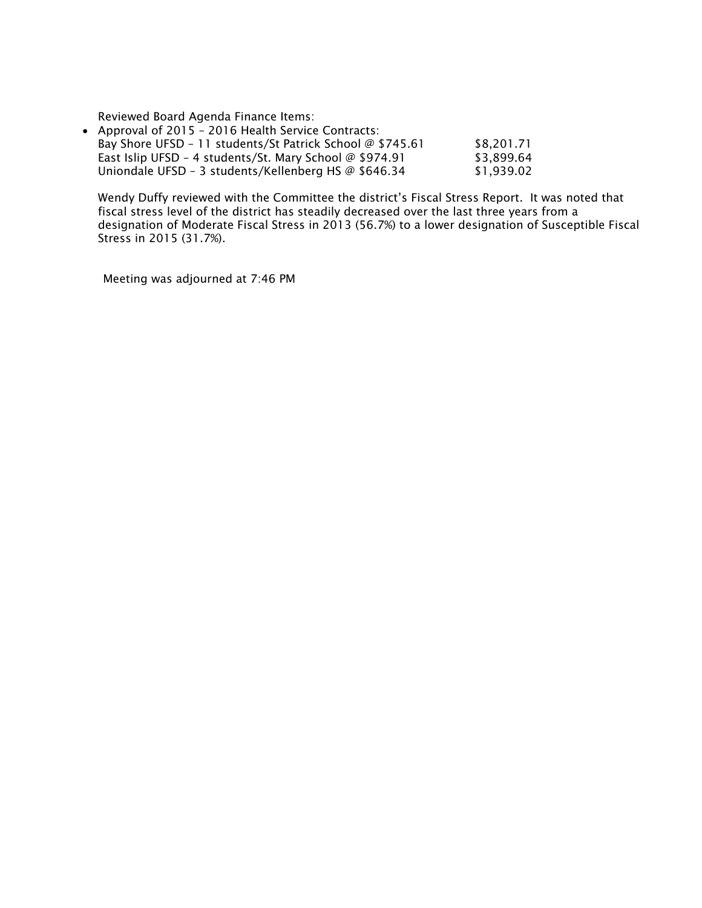Reviewed Board Agenda Finance Items:

- Approval of 2015 – 2016 Health Service Contracts:

| | |
|---|---|
| Bay Shore UFSD – 11 students/St Patrick School @ $745.61 | $8,201.71 |
| East Islip UFSD – 4 students/St. Mary School @ $974.91 | $3,899.64 |
| Uniondale UFSD – 3 students/Kellenberg HS @ $646.34 | $1,939.02 |

Wendy Duffy reviewed with the Committee the district's Fiscal Stress Report. It was noted that fiscal stress level of the district has steadily decreased over the last three years from a designation of Moderate Fiscal Stress in 2013 (56.7%) to a lower designation of Susceptible Fiscal Stress in 2015 (31.7%).

Meeting was adjourned at 7:46 PM